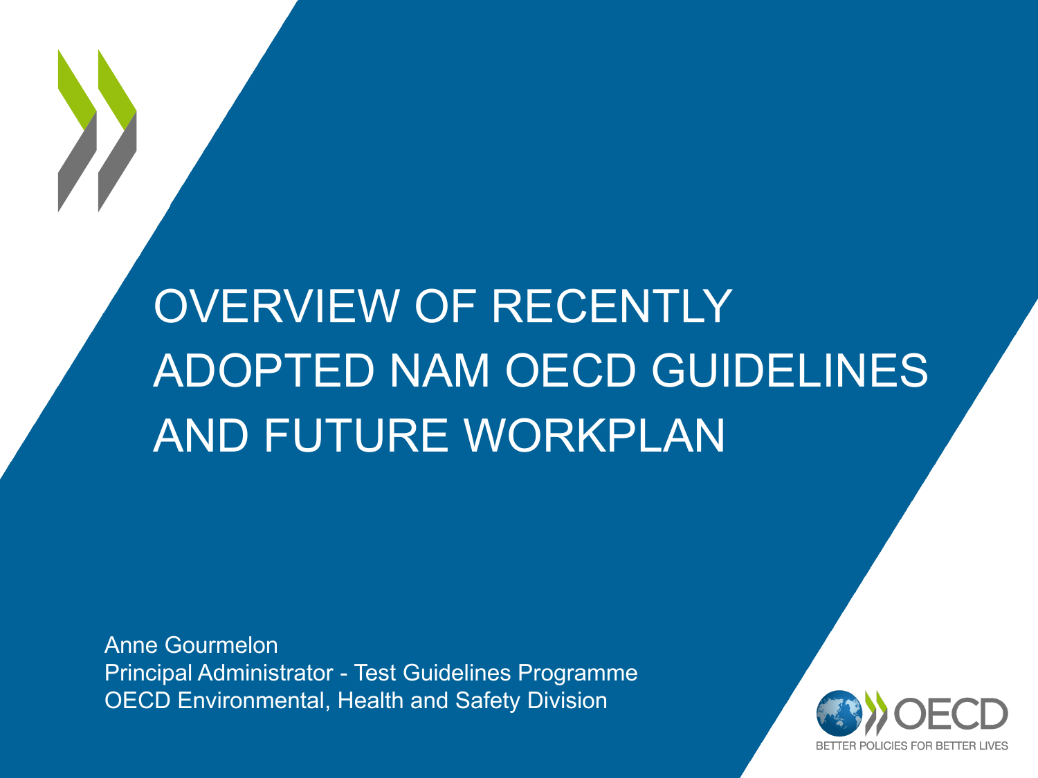# OVERVIEW OF RECENTLY ADOPTED NAM OECD GUIDELINES AND FUTURE WORKPLAN

Anne Gourmelon
Principal Administrator - Test Guidelines Programme
OECD Environmental, Health and Safety Division

OECD
BETTER POLICIES FOR BETTER LIVES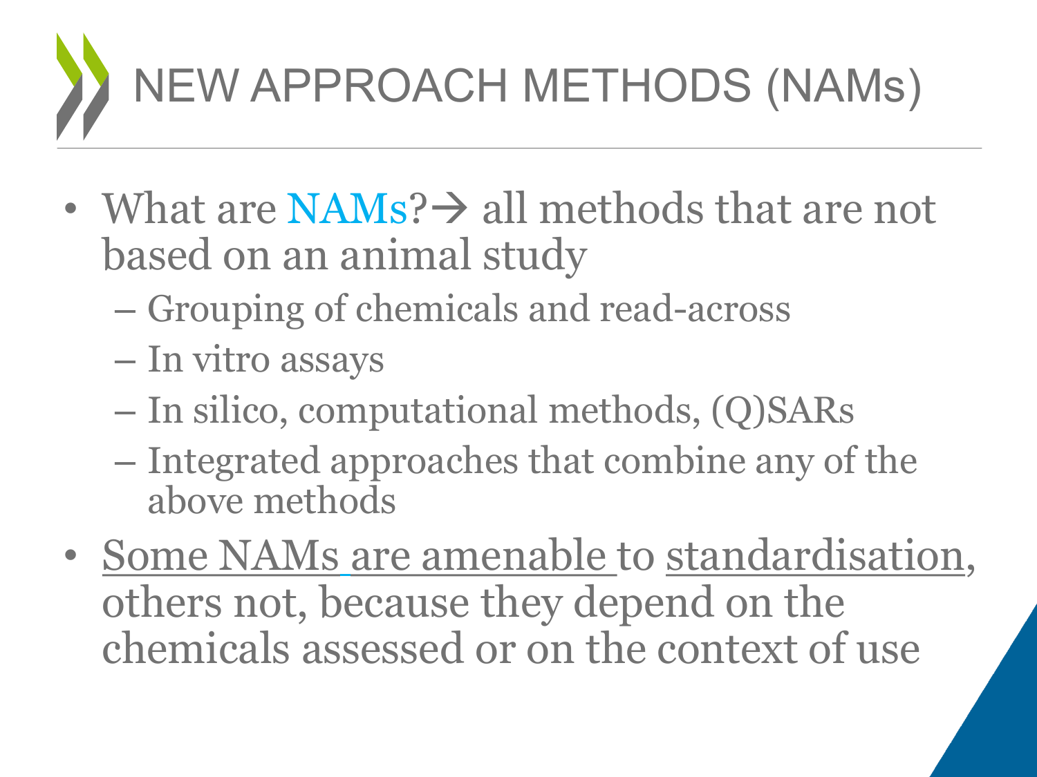# NEW APPROACH METHODS (NAMs)

- What are NAMs?→ all methods that are not based on an animal study
  - Grouping of chemicals and read-across
  - In vitro assays
  - In silico, computational methods, (Q)SARs
  - Integrated approaches that combine any of the above methods
- Some NAMs are amenable to standardisation, others not, because they depend on the chemicals assessed or on the context of use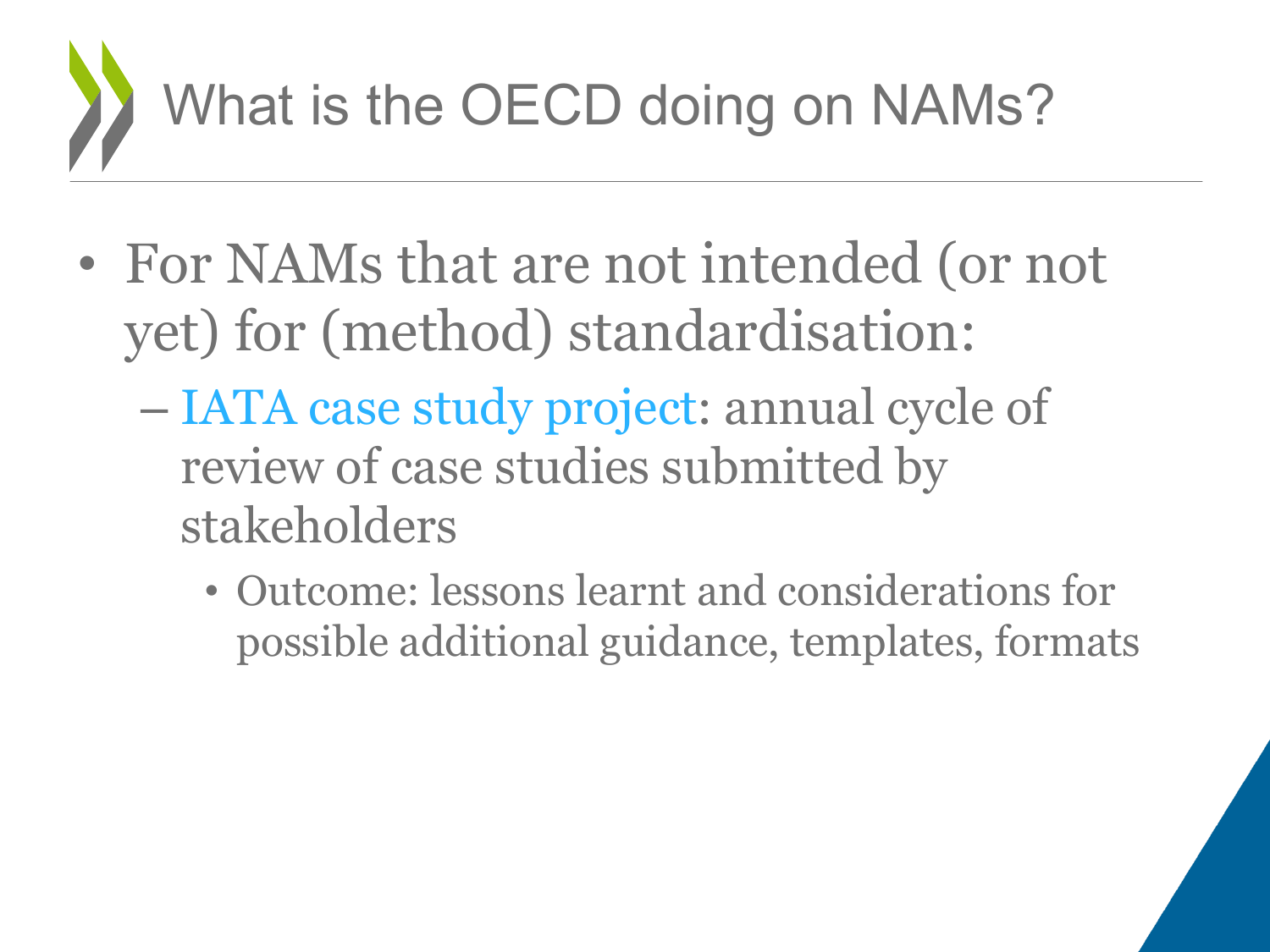# What is the OECD doing on NAMs?

- For NAMs that are not intended (or not yet) for (method) standardisation:
  - IATA case study project: annual cycle of review of case studies submitted by stakeholders
    - Outcome: lessons learnt and considerations for possible additional guidance, templates, formats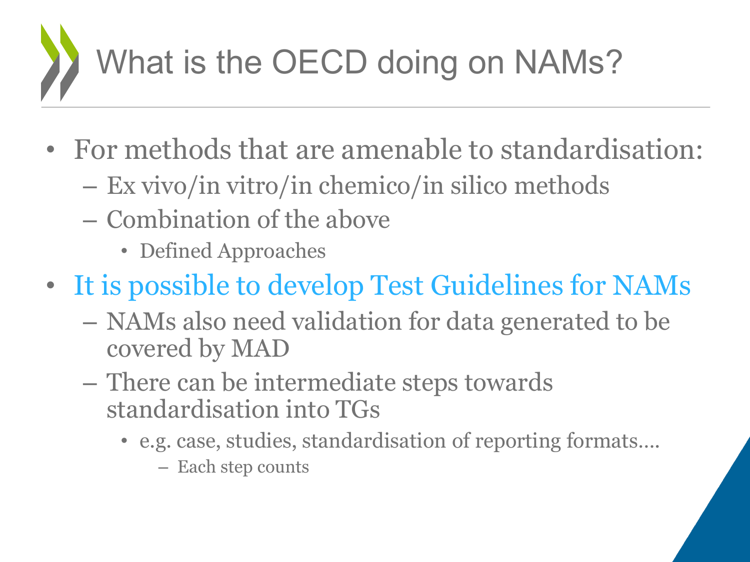# What is the OECD doing on NAMs?

- For methods that are amenable to standardisation:
  - Ex vivo/in vitro/in chemico/in silico methods
  - Combination of the above
    - Defined Approaches
- It is possible to develop Test Guidelines for NAMs
  - NAMs also need validation for data generated to be covered by MAD
  - There can be intermediate steps towards standardisation into TGs
    - e.g. case, studies, standardisation of reporting formats….
      - Each step counts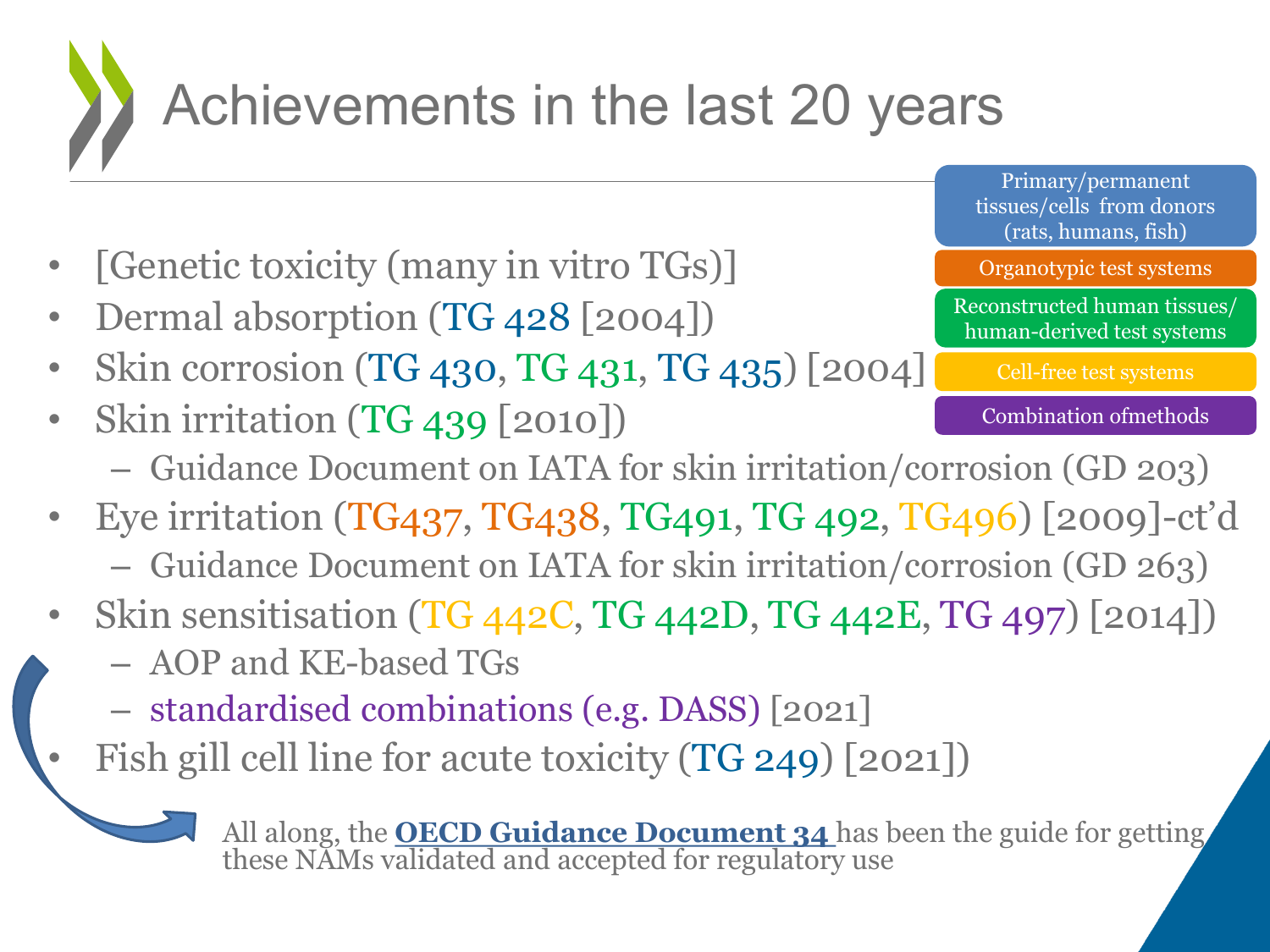# Achievements in the last 20 years

- [Genetic toxicity (many in vitro TGs)]
- Dermal absorption (TG 428 [2004])
- Skin corrosion (TG 430, TG 431, TG 435) [2004]
- Skin irritation (TG 439 [2010])
  - Guidance Document on IATA for skin irritation/corrosion (GD 203)
- Eye irritation (TG437, TG438, TG491, TG 492, TG496) [2009]-ct'd
  - Guidance Document on IATA for skin irritation/corrosion (GD 263)
- Skin sensitisation (TG 442C, TG 442D, TG 442E, TG 497) [2014])
  - AOP and KE-based TGs
  - standardised combinations (e.g. DASS) [2021]
- Fish gill cell line for acute toxicity (TG 249) [2021])

Legend:

- Primary/permanent tissues/cells from donors (rats, humans, fish)
- Organotypic test systems
- Reconstructed human tissues/ human-derived test systems
- Cell-free test systems
- Combination ofmethods

All along, the **OECD Guidance Document 34** has been the guide for getting these NAMs validated and accepted for regulatory use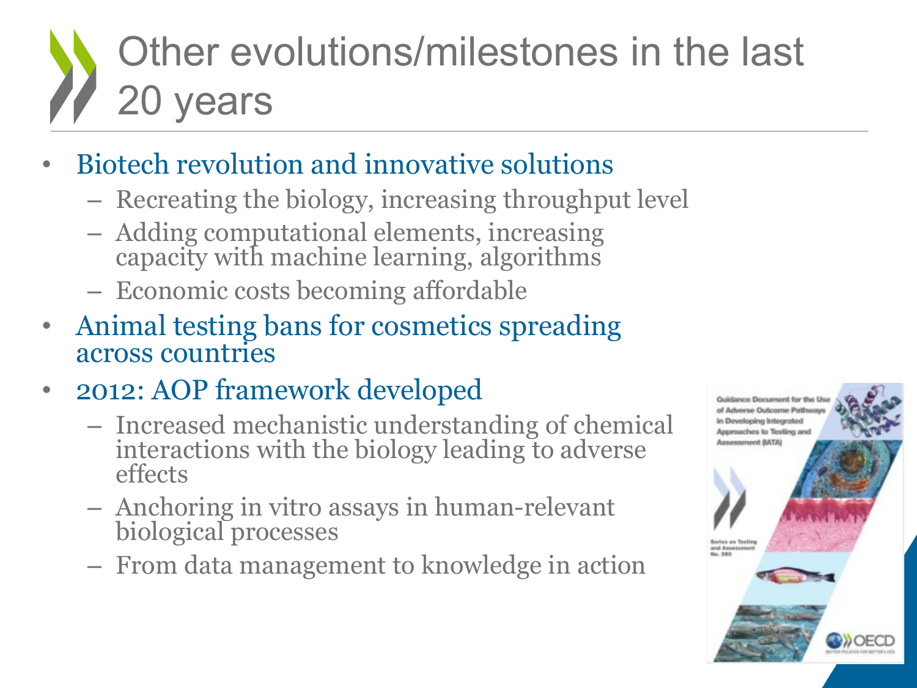# Other evolutions/milestones in the last 20 years

- Biotech revolution and innovative solutions
  - Recreating the biology, increasing throughput level
  - Adding computational elements, increasing capacity with machine learning, algorithms
  - Economic costs becoming affordable
- Animal testing bans for cosmetics spreading across countries
- 2012: AOP framework developed
  - Increased mechanistic understanding of chemical interactions with the biology leading to adverse effects
  - Anchoring in vitro assays in human-relevant biological processes
  - From data management to knowledge in action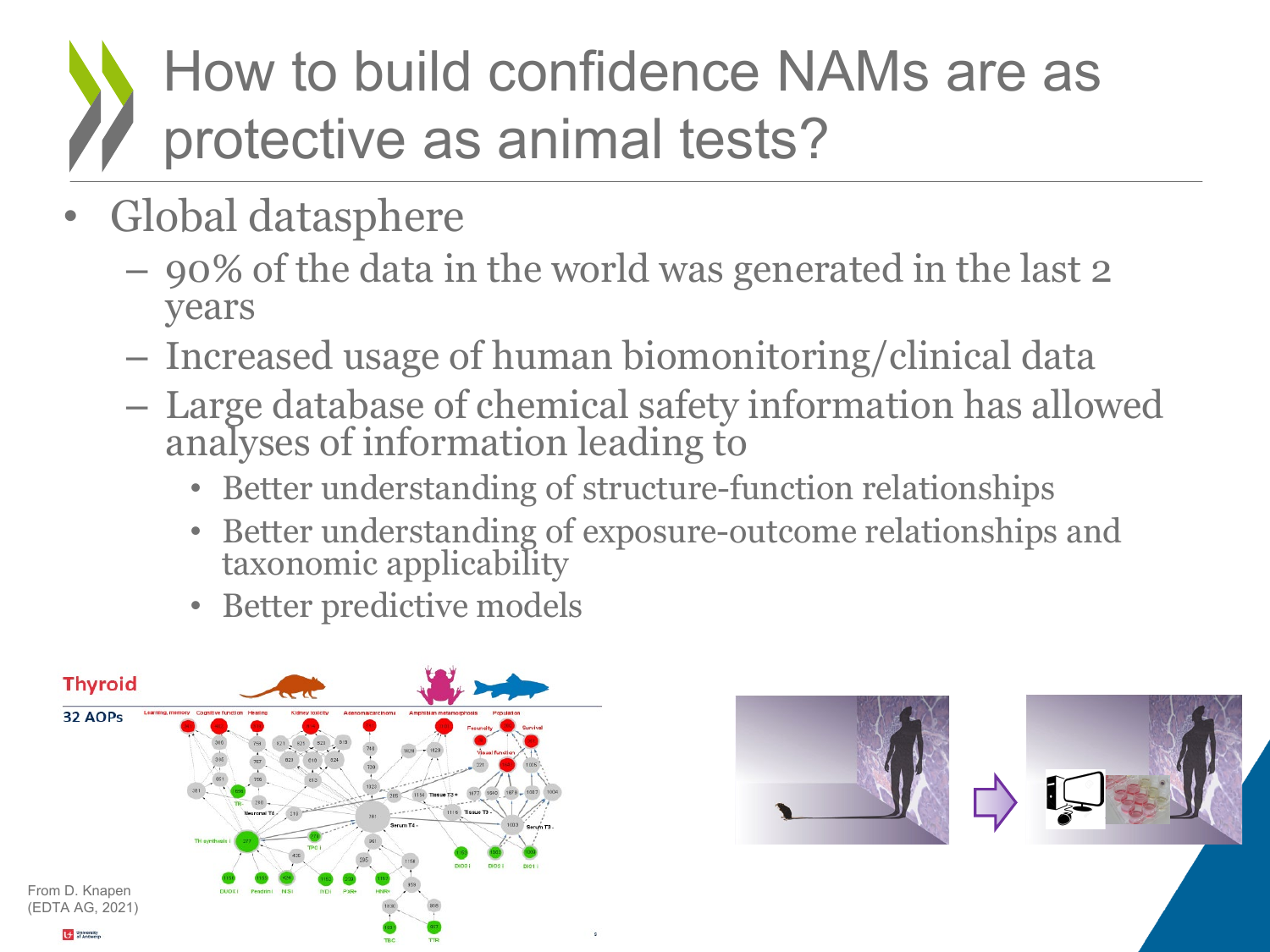# How to build confidence NAMs are as protective as animal tests?

- Global datasphere
  - 90% of the data in the world was generated in the last 2 years
  - Increased usage of human biomonitoring/clinical data
  - Large database of chemical safety information has allowed analyses of information leading to
    - Better understanding of structure-function relationships
    - Better understanding of exposure-outcome relationships and taxonomic applicability
    - Better predictive models

From D. Knapen (EDTA AG, 2021)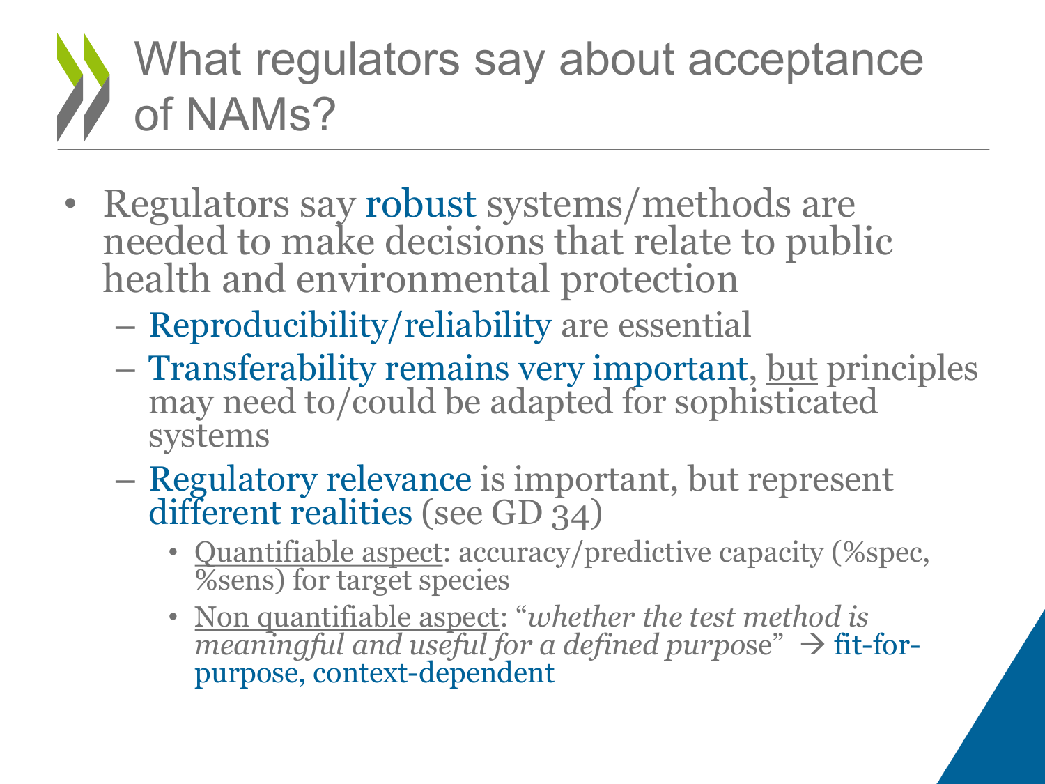# What regulators say about acceptance of NAMs?

- Regulators say robust systems/methods are needed to make decisions that relate to public health and environmental protection
  - Reproducibility/reliability are essential
  - Transferability remains very important, <u>but</u> principles may need to/could be adapted for sophisticated systems
  - Regulatory relevance is important, but represent different realities (see GD 34)
    - <u>Quantifiable aspect</u>: accuracy/predictive capacity (%spec, %sens) for target species
    - <u>Non quantifiable aspect</u>: "*whether the test method is meaningful and useful for a defined purpose*" → fit-for-purpose, context-dependent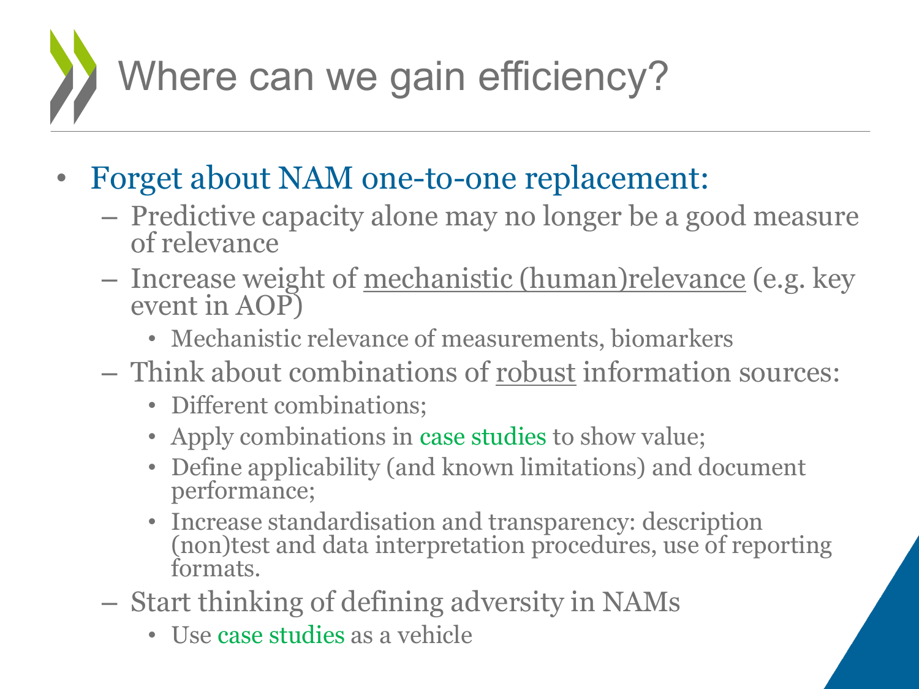# Where can we gain efficiency?

- Forget about NAM one-to-one replacement:
  - Predictive capacity alone may no longer be a good measure of relevance
  - Increase weight of mechanistic (human)relevance (e.g. key event in AOP)
    - Mechanistic relevance of measurements, biomarkers
  - Think about combinations of robust information sources:
    - Different combinations;
    - Apply combinations in case studies to show value;
    - Define applicability (and known limitations) and document performance;
    - Increase standardisation and transparency: description (non)test and data interpretation procedures, use of reporting formats.
  - Start thinking of defining adversity in NAMs
    - Use case studies as a vehicle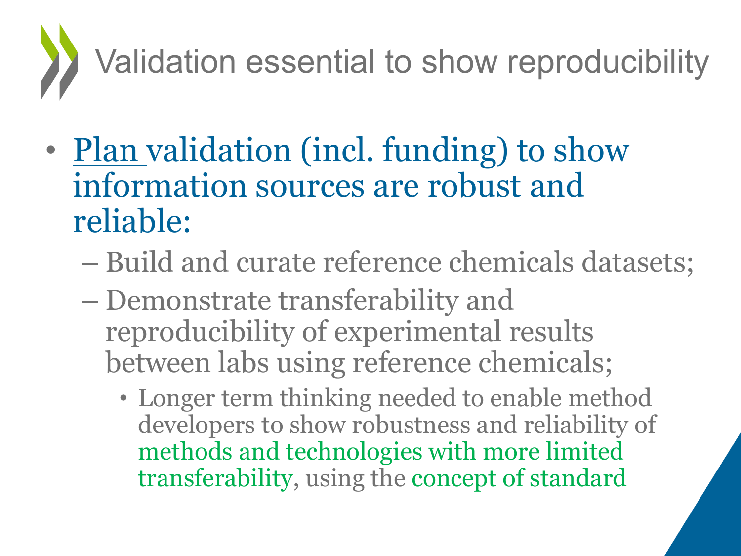# Validation essential to show reproducibility

- Plan validation (incl. funding) to show information sources are robust and reliable:
  - Build and curate reference chemicals datasets;
  - Demonstrate transferability and reproducibility of experimental results between labs using reference chemicals;
    - Longer term thinking needed to enable method developers to show robustness and reliability of methods and technologies with more limited transferability, using the concept of standard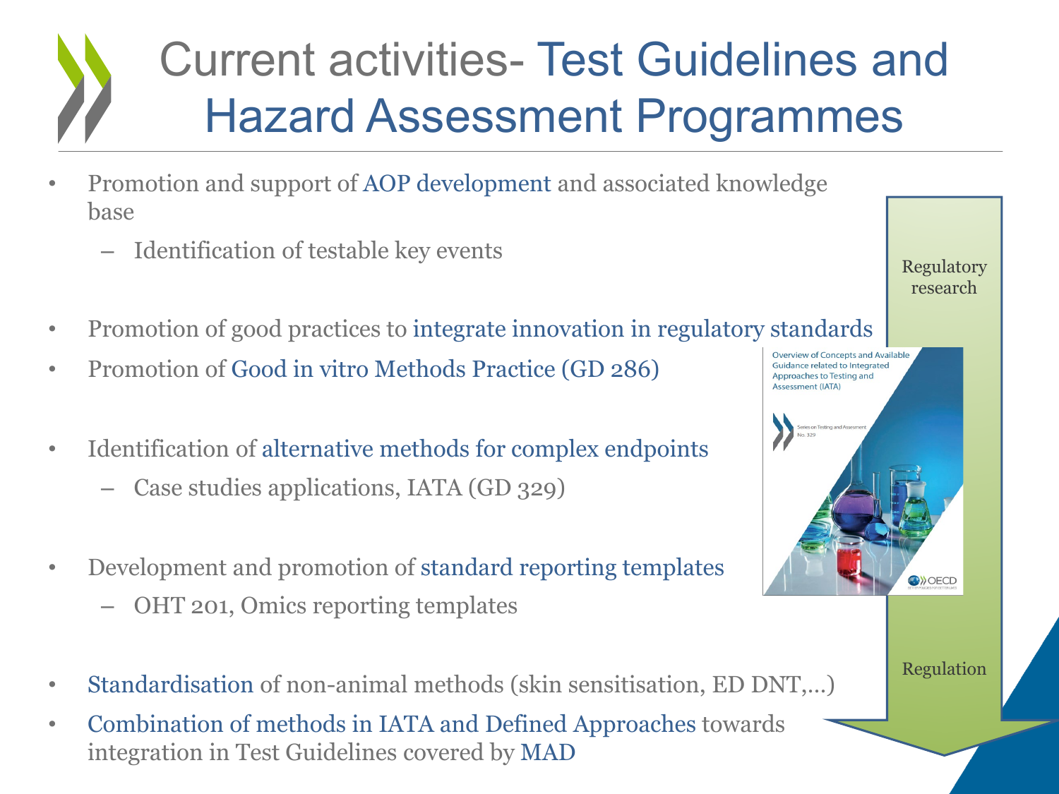# Current activities- Test Guidelines and Hazard Assessment Programmes

- Promotion and support of AOP development and associated knowledge base
  - Identification of testable key events
- Promotion of good practices to integrate innovation in regulatory standards
- Promotion of Good in vitro Methods Practice (GD 286)
- Identification of alternative methods for complex endpoints
  - Case studies applications, IATA (GD 329)
- Development and promotion of standard reporting templates
  - OHT 201, Omics reporting templates
- Standardisation of non-animal methods (skin sensitisation, ED DNT,…)
- Combination of methods in IATA and Defined Approaches towards integration in Test Guidelines covered by MAD

Regulatory research

Regulation

Overview of Concepts and Available Guidance related to Integrated Approaches to Testing and Assessment (IATA)

Series on Testing and Assessment No. 329

OECD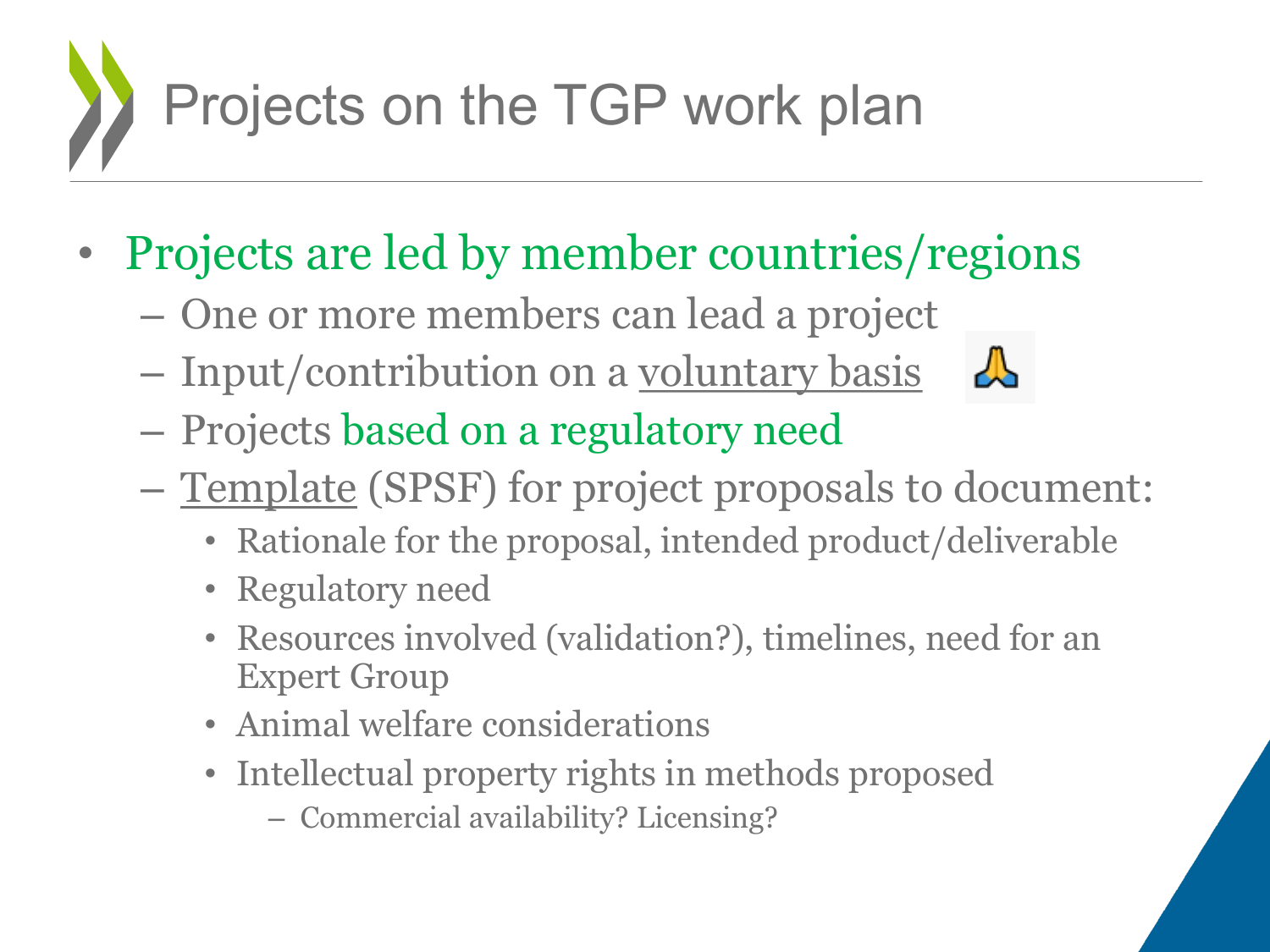# Projects on the TGP work plan

- Projects are led by member countries/regions
  - One or more members can lead a project
  - Input/contribution on a voluntary basis 🙏
  - Projects based on a regulatory need
  - Template (SPSF) for project proposals to document:
    - Rationale for the proposal, intended product/deliverable
    - Regulatory need
    - Resources involved (validation?), timelines, need for an Expert Group
    - Animal welfare considerations
    - Intellectual property rights in methods proposed
      - Commercial availability? Licensing?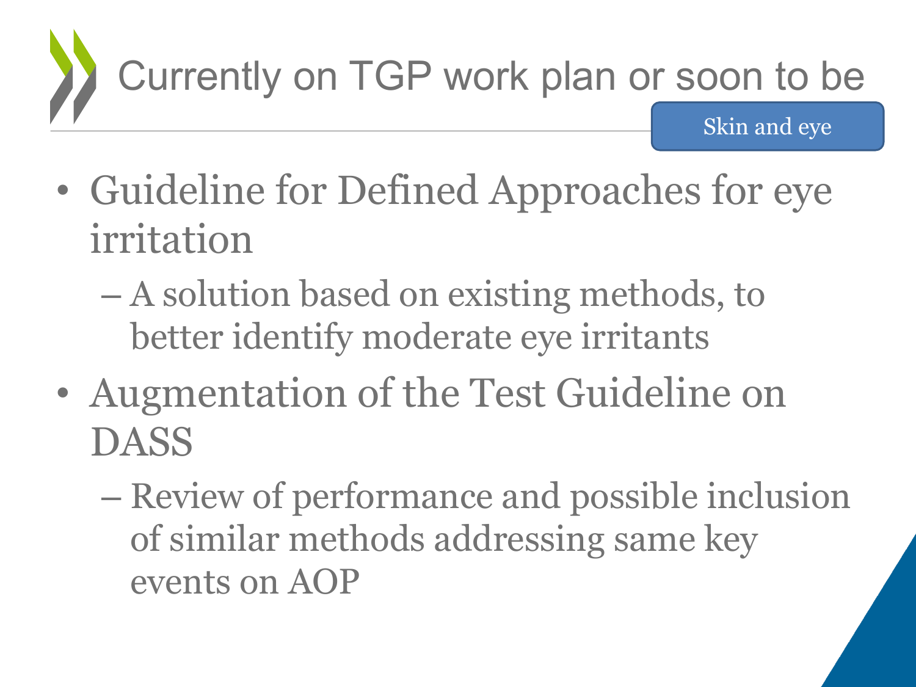# Currently on TGP work plan or soon to be

Skin and eye

- Guideline for Defined Approaches for eye irritation
  - A solution based on existing methods, to better identify moderate eye irritants
- Augmentation of the Test Guideline on DASS
  - Review of performance and possible inclusion of similar methods addressing same key events on AOP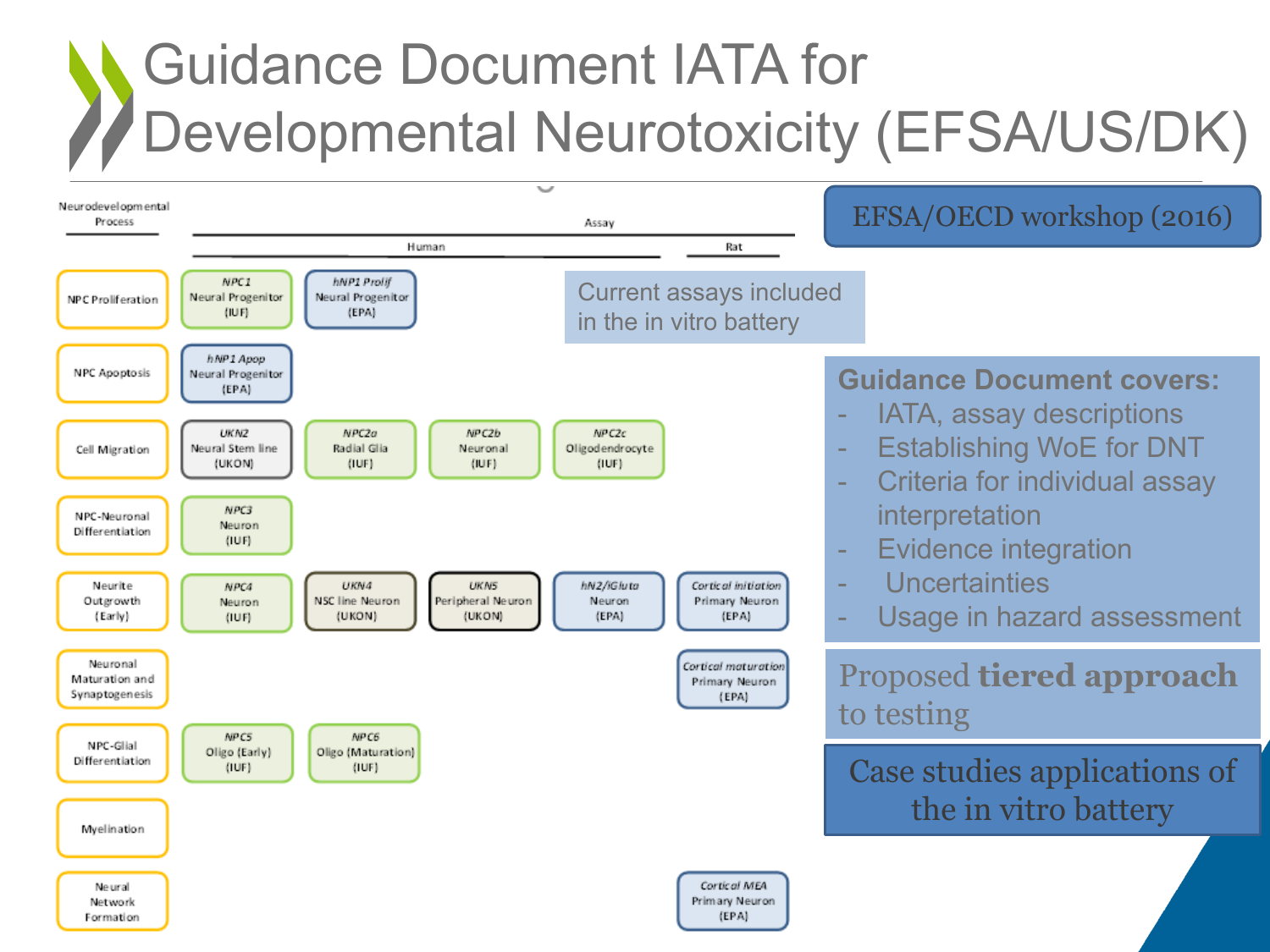# Guidance Document IATA for Developmental Neurotoxicity (EFSA/US/DK)

| Neurodevelopmental Process | Assay | | | | |
|---|---|---|---|---|---|
| | Human | | | | Rat |
| NPC Proliferation | *NPC1* Neural Progenitor (IUF) | *hNP1 Prolif* Neural Progenitor (EPA) | | | |
| NPC Apoptosis | *hNP1 Apop* Neural Progenitor (EPA) | | | | |
| Cell Migration | *UKN2* Neural Stem line (UKON) | *NPC2a* Radial Glia (IUF) | *NPC2b* Neuronal (IUF) | *NPC2c* Oligodendrocyte (IUF) | |
| NPC-Neuronal Differentiation | *NPC3* Neuron (IUF) | | | | |
| Neurite Outgrowth (Early) | *NPC4* Neuron (IUF) | *UKN4* NSC line Neuron (UKON) | *UKN5* Peripheral Neuron (UKON) | *hN2/iGluta* Neuron (EPA) | *Cortical initiation* Primary Neuron (EPA) |
| Neuronal Maturation and Synaptogenesis | | | | | *Cortical maturation* Primary Neuron (EPA) |
| NPC-Glial Differentiation | *NPC5* Oligo (Early) (IUF) | *NPC6* Oligo (Maturation) (IUF) | | | |
| Myelination | | | | | |
| Neural Network Formation | | | | | *Cortical MEA* Primary Neuron (EPA) |

Current assays included in the in vitro battery

**EFSA/OECD workshop (2016)**

**Guidance Document covers:**

- IATA, assay descriptions
- Establishing WoE for DNT
- Criteria for individual assay interpretation
- Evidence integration
- Uncertainties
- Usage in hazard assessment

Proposed **tiered approach** to testing

Case studies applications of the in vitro battery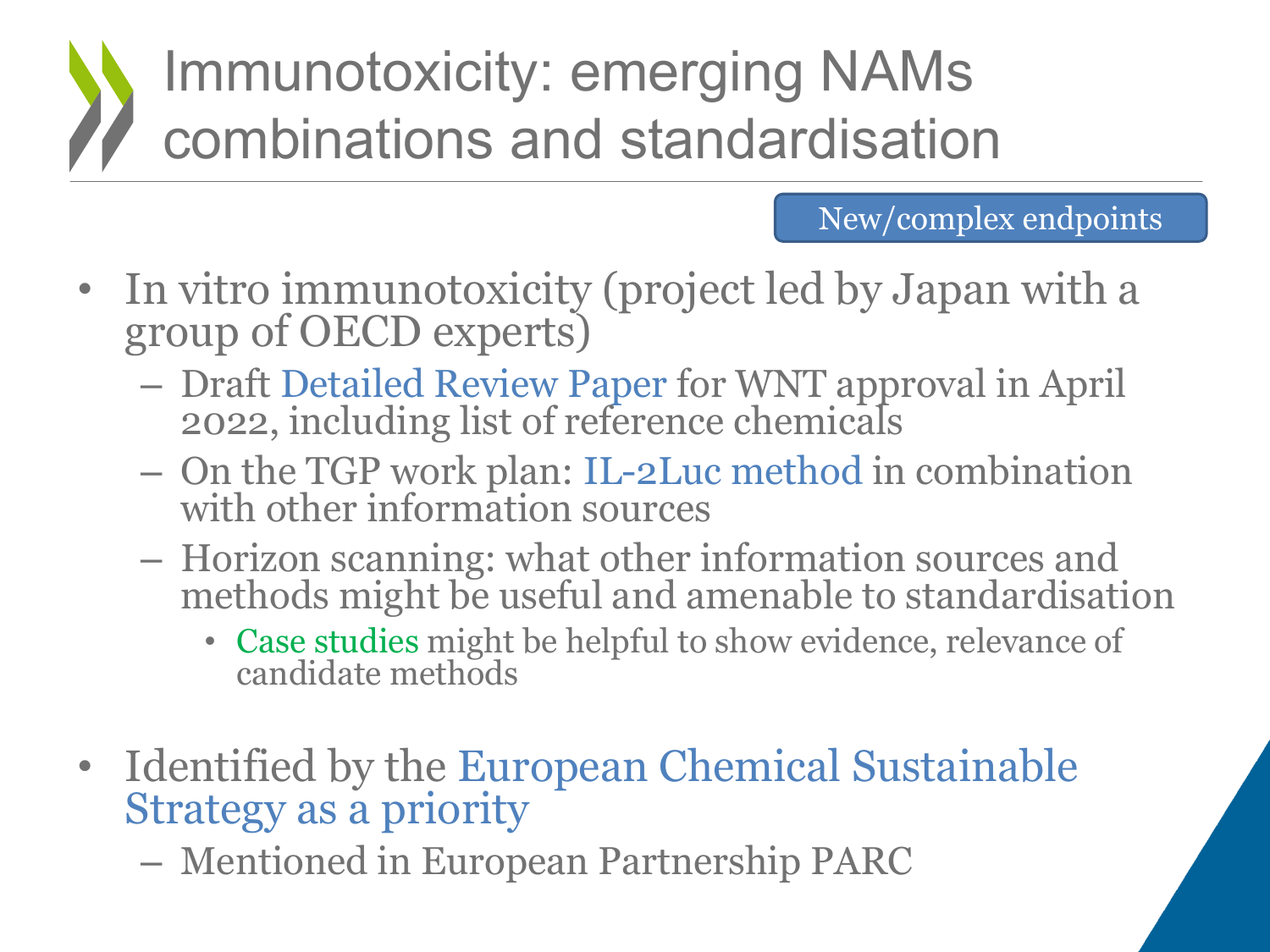# Immunotoxicity: emerging NAMs combinations and standardisation

New/complex endpoints

- In vitro immunotoxicity (project led by Japan with a group of OECD experts)
  - Draft Detailed Review Paper for WNT approval in April 2022, including list of reference chemicals
  - On the TGP work plan: IL-2Luc method in combination with other information sources
  - Horizon scanning: what other information sources and methods might be useful and amenable to standardisation
    - Case studies might be helpful to show evidence, relevance of candidate methods

- Identified by the European Chemical Sustainable Strategy as a priority
  - Mentioned in European Partnership PARC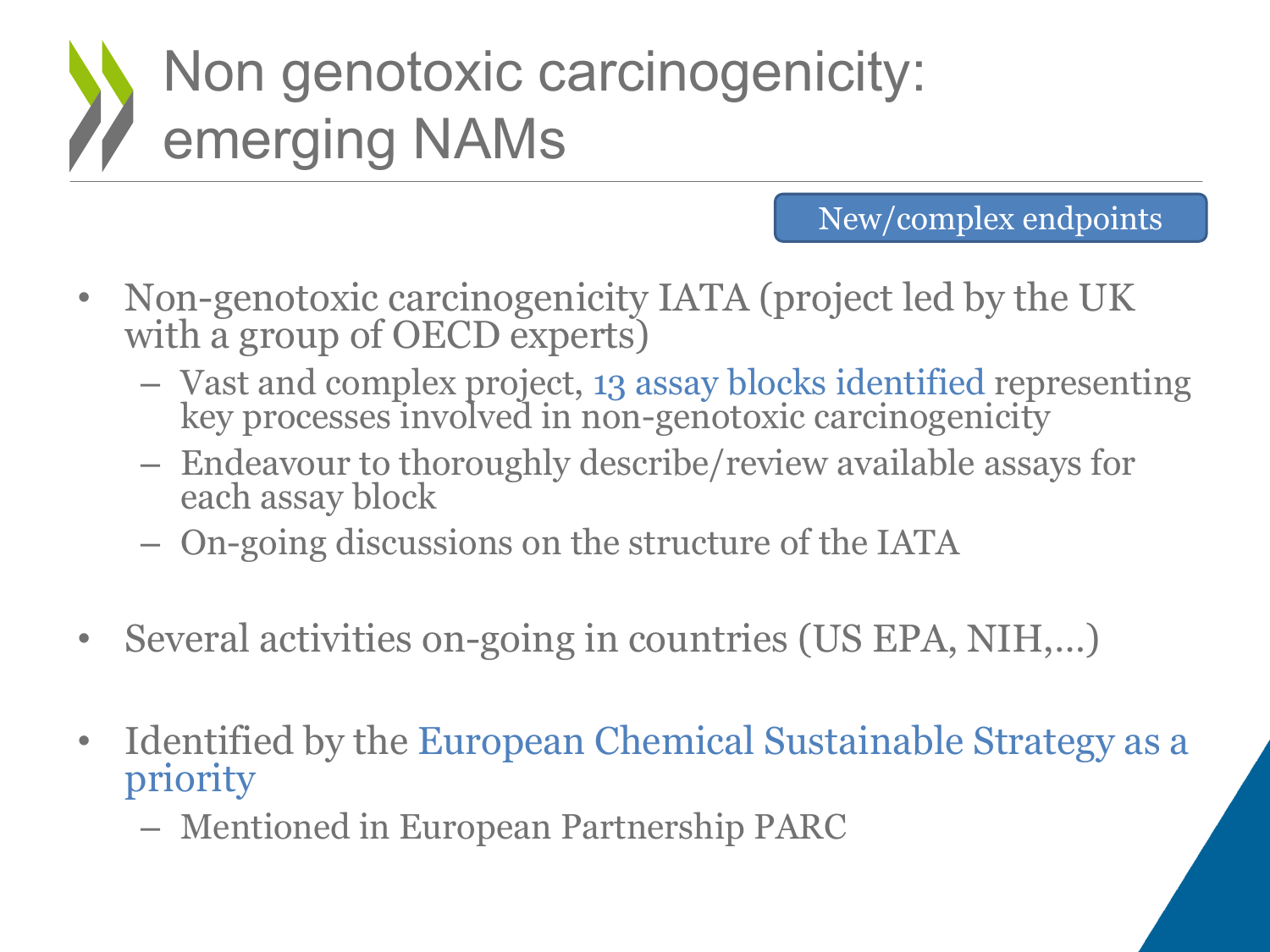# Non genotoxic carcinogenicity: emerging NAMs

New/complex endpoints

- Non-genotoxic carcinogenicity IATA (project led by the UK with a group of OECD experts)
  - Vast and complex project, 13 assay blocks identified representing key processes involved in non-genotoxic carcinogenicity
  - Endeavour to thoroughly describe/review available assays for each assay block
  - On-going discussions on the structure of the IATA
- Several activities on-going in countries (US EPA, NIH,…)
- Identified by the European Chemical Sustainable Strategy as a priority
  - Mentioned in European Partnership PARC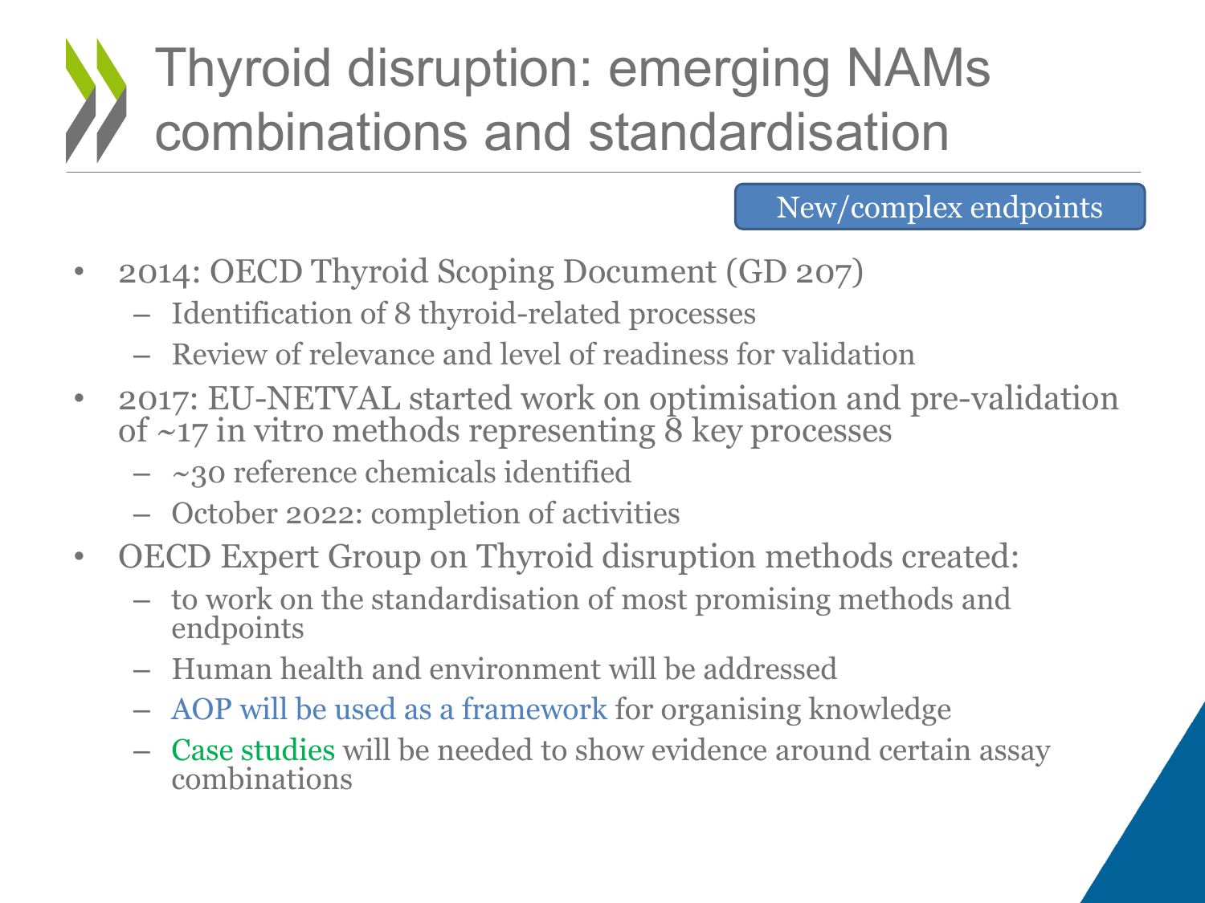# Thyroid disruption: emerging NAMs combinations and standardisation

New/complex endpoints

- 2014: OECD Thyroid Scoping Document (GD 207)
  - Identification of 8 thyroid-related processes
  - Review of relevance and level of readiness for validation
- 2017: EU-NETVAL started work on optimisation and pre-validation of ~17 in vitro methods representing 8 key processes
  - ~30 reference chemicals identified
  - October 2022: completion of activities
- OECD Expert Group on Thyroid disruption methods created:
  - to work on the standardisation of most promising methods and endpoints
  - Human health and environment will be addressed
  - AOP will be used as a framework for organising knowledge
  - Case studies will be needed to show evidence around certain assay combinations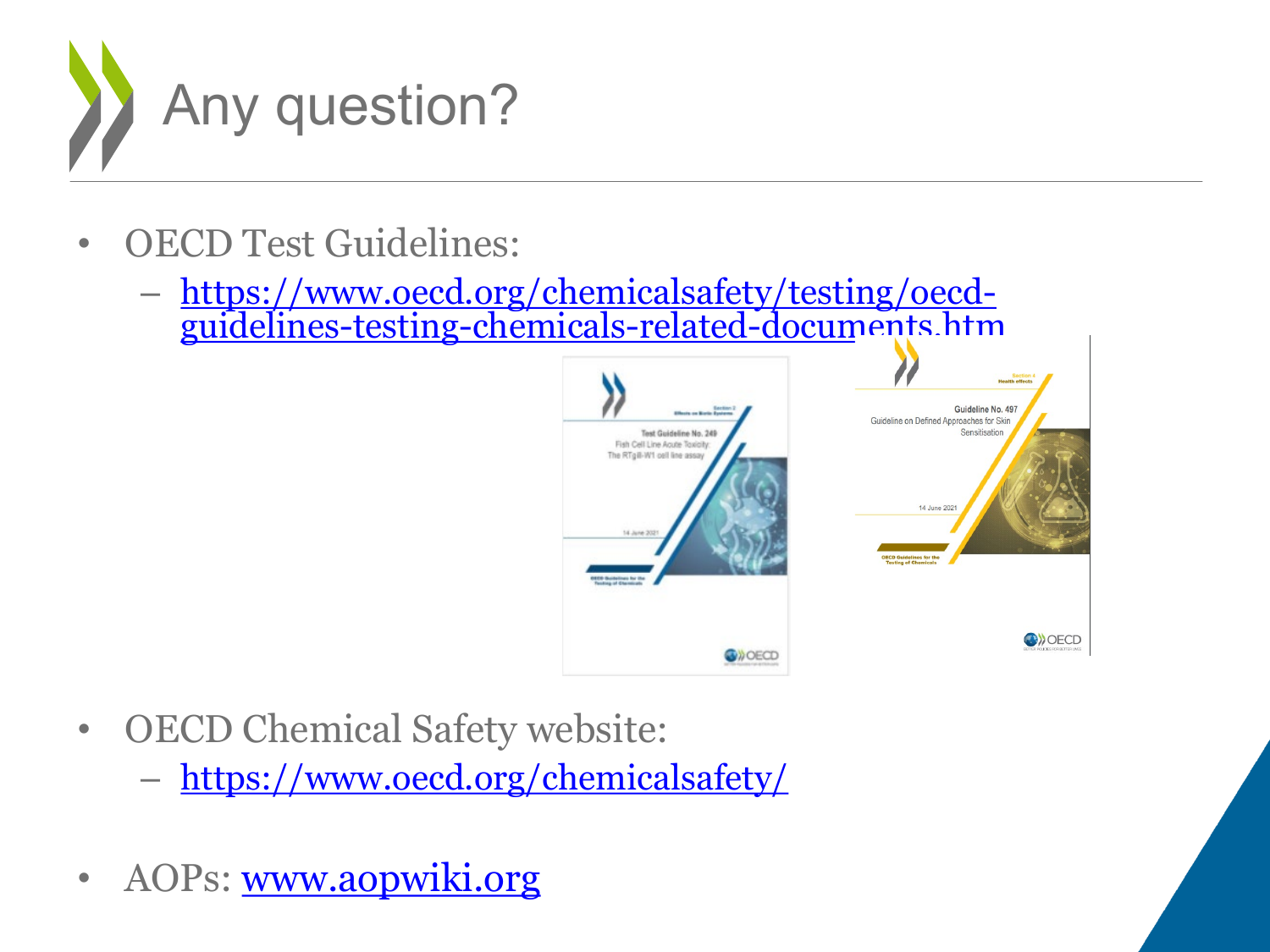# Any question?

- OECD Test Guidelines:
  - https://www.oecd.org/chemicalsafety/testing/oecd-guidelines-testing-chemicals-related-documents.htm

- OECD Chemical Safety website:
  - https://www.oecd.org/chemicalsafety/

- AOPs: www.aopwiki.org